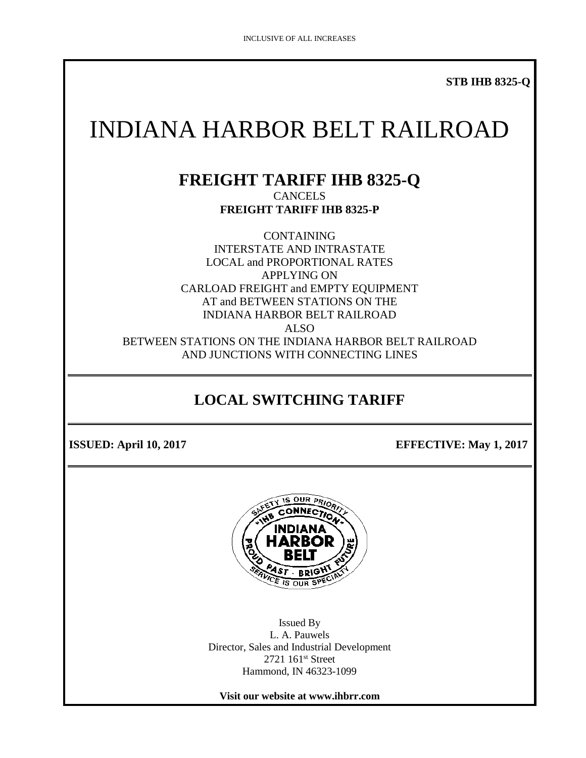INCLUSIVE OF ALL INCREASES

**STB IHB 8325-Q**

# INDIANA HARBOR BELT RAILROAD

## FREIGHT TARIFF IHB 8325-Q

CANCELS

**FREIGHT TARIFF IHB 8325-P**

CONTAINING
INTERSTATE AND INTRASTATE
LOCAL and PROPORTIONAL RATES
APPLYING ON
CARLOAD FREIGHT and EMPTY EQUIPMENT
AT and BETWEEN STATIONS ON THE
INDIANA HARBOR BELT RAILROAD
ALSO
BETWEEN STATIONS ON THE INDIANA HARBOR BELT RAILROAD
AND JUNCTIONS WITH CONNECTING LINES

## LOCAL SWITCHING TARIFF

**ISSUED: April 10, 2017** **EFFECTIVE: May 1, 2017**

Issued By
L. A. Pauwels
Director, Sales and Industrial Development
2721 161st Street
Hammond, IN 46323-1099

**Visit our website at www.ihbrr.com**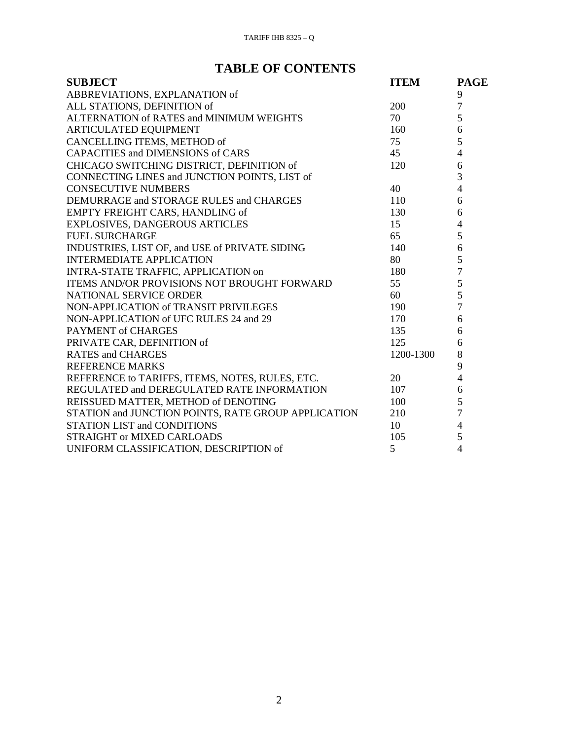# TABLE OF CONTENTS

| SUBJECT | ITEM | PAGE |
|---|---|---|
| ABBREVIATIONS, EXPLANATION of | | 9 |
| ALL STATIONS, DEFINITION of | 200 | 7 |
| ALTERNATION of RATES and MINIMUM WEIGHTS | 70 | 5 |
| ARTICULATED EQUIPMENT | 160 | 6 |
| CANCELLING ITEMS, METHOD of | 75 | 5 |
| CAPACITIES and DIMENSIONS of CARS | 45 | 4 |
| CHICAGO SWITCHING DISTRICT, DEFINITION of | 120 | 6 |
| CONNECTING LINES and JUNCTION POINTS, LIST of | | 3 |
| CONSECUTIVE NUMBERS | 40 | 4 |
| DEMURRAGE and STORAGE RULES and CHARGES | 110 | 6 |
| EMPTY FREIGHT CARS, HANDLING of | 130 | 6 |
| EXPLOSIVES, DANGEROUS ARTICLES | 15 | 4 |
| FUEL SURCHARGE | 65 | 5 |
| INDUSTRIES, LIST OF, and USE of PRIVATE SIDING | 140 | 6 |
| INTERMEDIATE APPLICATION | 80 | 5 |
| INTRA-STATE TRAFFIC, APPLICATION on | 180 | 7 |
| ITEMS AND/OR PROVISIONS NOT BROUGHT FORWARD | 55 | 5 |
| NATIONAL SERVICE ORDER | 60 | 5 |
| NON-APPLICATION of TRANSIT PRIVILEGES | 190 | 7 |
| NON-APPLICATION of UFC RULES 24 and 29 | 170 | 6 |
| PAYMENT of CHARGES | 135 | 6 |
| PRIVATE CAR, DEFINITION of | 125 | 6 |
| RATES and CHARGES | 1200-1300 | 8 |
| REFERENCE MARKS | | 9 |
| REFERENCE to TARIFFS, ITEMS, NOTES, RULES, ETC. | 20 | 4 |
| REGULATED and DEREGULATED RATE INFORMATION | 107 | 6 |
| REISSUED MATTER, METHOD of DENOTING | 100 | 5 |
| STATION and JUNCTION POINTS, RATE GROUP APPLICATION | 210 | 7 |
| STATION LIST and CONDITIONS | 10 | 4 |
| STRAIGHT or MIXED CARLOADS | 105 | 5 |
| UNIFORM CLASSIFICATION, DESCRIPTION of | 5 | 4 |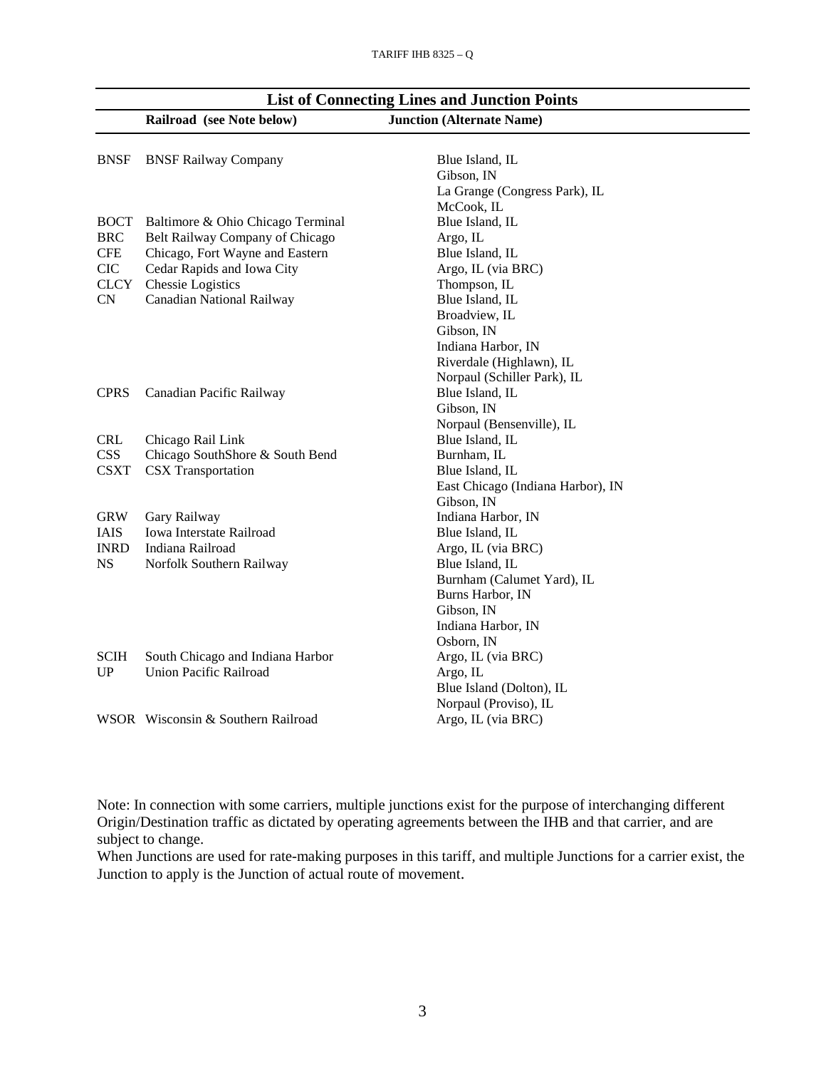## List of Connecting Lines and Junction Points

| | Railroad (see Note below) | Junction (Alternate Name) |
|---|---|---|
| BNSF | BNSF Railway Company | Blue Island, IL |
| | | Gibson, IN |
| | | La Grange (Congress Park), IL |
| | | McCook, IL |
| BOCT | Baltimore & Ohio Chicago Terminal | Blue Island, IL |
| BRC | Belt Railway Company of Chicago | Argo, IL |
| CFE | Chicago, Fort Wayne and Eastern | Blue Island, IL |
| CIC | Cedar Rapids and Iowa City | Argo, IL (via BRC) |
| CLCY | Chessie Logistics | Thompson, IL |
| CN | Canadian National Railway | Blue Island, IL |
| | | Broadview, IL |
| | | Gibson, IN |
| | | Indiana Harbor, IN |
| | | Riverdale (Highlawn), IL |
| | | Norpaul (Schiller Park), IL |
| CPRS | Canadian Pacific Railway | Blue Island, IL |
| | | Gibson, IN |
| | | Norpaul (Bensenville), IL |
| CRL | Chicago Rail Link | Blue Island, IL |
| CSS | Chicago SouthShore & South Bend | Burnham, IL |
| CSXT | CSX Transportation | Blue Island, IL |
| | | East Chicago (Indiana Harbor), IN |
| | | Gibson, IN |
| GRW | Gary Railway | Indiana Harbor, IN |
| IAIS | Iowa Interstate Railroad | Blue Island, IL |
| INRD | Indiana Railroad | Argo, IL (via BRC) |
| NS | Norfolk Southern Railway | Blue Island, IL |
| | | Burnham (Calumet Yard), IL |
| | | Burns Harbor, IN |
| | | Gibson, IN |
| | | Indiana Harbor, IN |
| | | Osborn, IN |
| SCIH | South Chicago and Indiana Harbor | Argo, IL (via BRC) |
| UP | Union Pacific Railroad | Argo, IL |
| | | Blue Island (Dolton), IL |
| | | Norpaul (Proviso), IL |
| WSOR | Wisconsin & Southern Railroad | Argo, IL (via BRC) |

Note: In connection with some carriers, multiple junctions exist for the purpose of interchanging different Origin/Destination traffic as dictated by operating agreements between the IHB and that carrier, and are subject to change.
When Junctions are used for rate-making purposes in this tariff, and multiple Junctions for a carrier exist, the Junction to apply is the Junction of actual route of movement.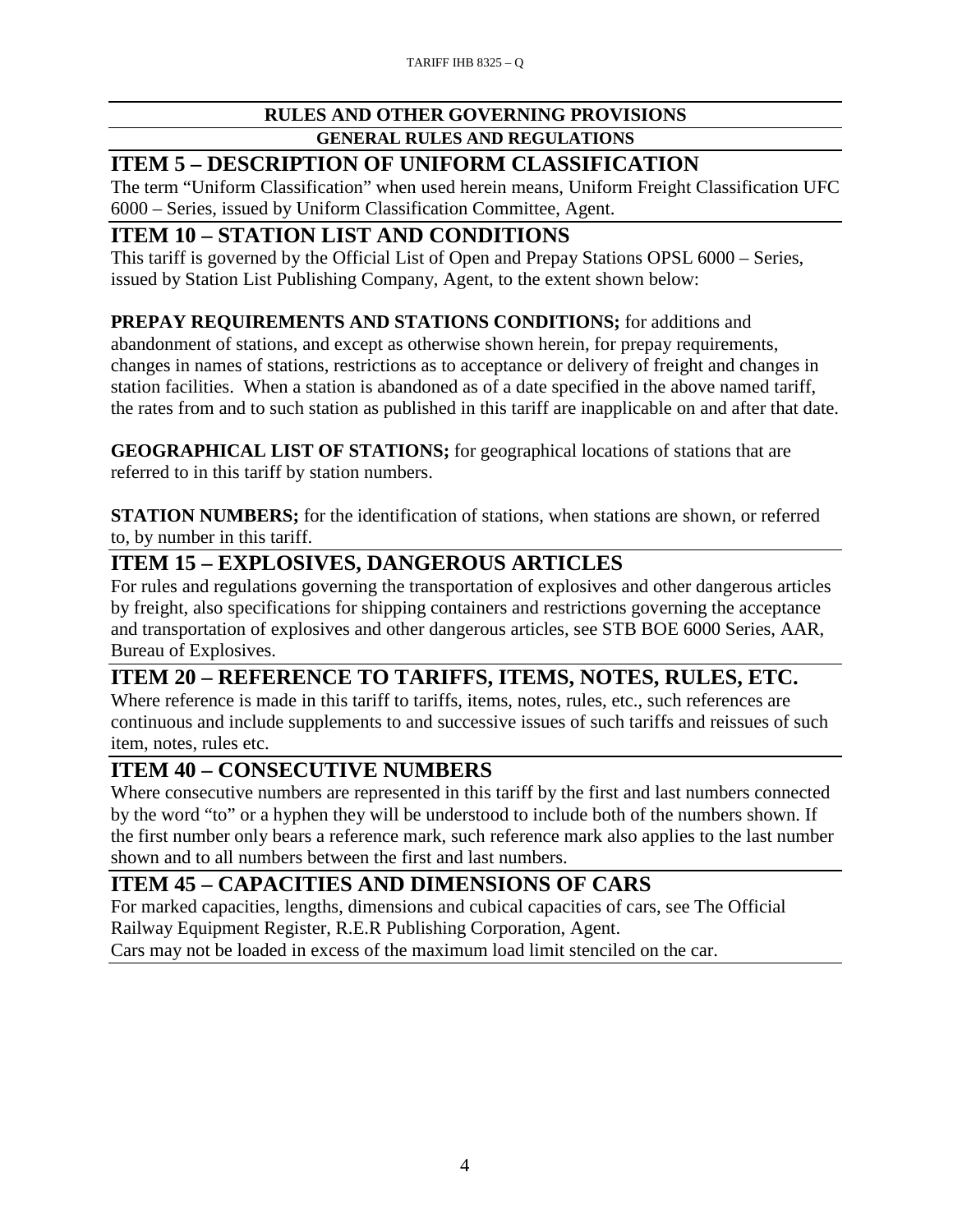## RULES AND OTHER GOVERNING PROVISIONS

### GENERAL RULES AND REGULATIONS

# ITEM 5 – DESCRIPTION OF UNIFORM CLASSIFICATION

The term "Uniform Classification" when used herein means, Uniform Freight Classification UFC 6000 – Series, issued by Uniform Classification Committee, Agent.

# ITEM 10 – STATION LIST AND CONDITIONS

This tariff is governed by the Official List of Open and Prepay Stations OPSL 6000 – Series, issued by Station List Publishing Company, Agent, to the extent shown below:

**PREPAY REQUIREMENTS AND STATIONS CONDITIONS;** for additions and abandonment of stations, and except as otherwise shown herein, for prepay requirements, changes in names of stations, restrictions as to acceptance or delivery of freight and changes in station facilities. When a station is abandoned as of a date specified in the above named tariff, the rates from and to such station as published in this tariff are inapplicable on and after that date.

**GEOGRAPHICAL LIST OF STATIONS;** for geographical locations of stations that are referred to in this tariff by station numbers.

**STATION NUMBERS;** for the identification of stations, when stations are shown, or referred to, by number in this tariff.

# ITEM 15 – EXPLOSIVES, DANGEROUS ARTICLES

For rules and regulations governing the transportation of explosives and other dangerous articles by freight, also specifications for shipping containers and restrictions governing the acceptance and transportation of explosives and other dangerous articles, see STB BOE 6000 Series, AAR, Bureau of Explosives.

# ITEM 20 – REFERENCE TO TARIFFS, ITEMS, NOTES, RULES, ETC.

Where reference is made in this tariff to tariffs, items, notes, rules, etc., such references are continuous and include supplements to and successive issues of such tariffs and reissues of such item, notes, rules etc.

# ITEM 40 – CONSECUTIVE NUMBERS

Where consecutive numbers are represented in this tariff by the first and last numbers connected by the word "to" or a hyphen they will be understood to include both of the numbers shown. If the first number only bears a reference mark, such reference mark also applies to the last number shown and to all numbers between the first and last numbers.

# ITEM 45 – CAPACITIES AND DIMENSIONS OF CARS

For marked capacities, lengths, dimensions and cubical capacities of cars, see The Official Railway Equipment Register, R.E.R Publishing Corporation, Agent.

Cars may not be loaded in excess of the maximum load limit stenciled on the car.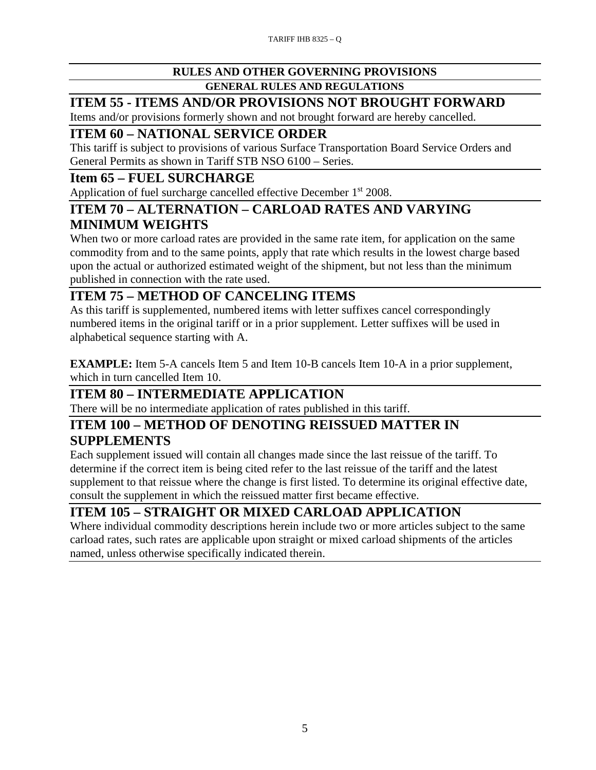## RULES AND OTHER GOVERNING PROVISIONS

### GENERAL RULES AND REGULATIONS

### ITEM 55 - ITEMS AND/OR PROVISIONS NOT BROUGHT FORWARD

Items and/or provisions formerly shown and not brought forward are hereby cancelled.

### ITEM 60 – NATIONAL SERVICE ORDER

This tariff is subject to provisions of various Surface Transportation Board Service Orders and General Permits as shown in Tariff STB NSO 6100 – Series.

### Item 65 – FUEL SURCHARGE

Application of fuel surcharge cancelled effective December 1st 2008.

### ITEM 70 – ALTERNATION – CARLOAD RATES AND VARYING MINIMUM WEIGHTS

When two or more carload rates are provided in the same rate item, for application on the same commodity from and to the same points, apply that rate which results in the lowest charge based upon the actual or authorized estimated weight of the shipment, but not less than the minimum published in connection with the rate used.

### ITEM 75 – METHOD OF CANCELING ITEMS

As this tariff is supplemented, numbered items with letter suffixes cancel correspondingly numbered items in the original tariff or in a prior supplement. Letter suffixes will be used in alphabetical sequence starting with A.

**EXAMPLE:** Item 5-A cancels Item 5 and Item 10-B cancels Item 10-A in a prior supplement, which in turn cancelled Item 10.

### ITEM 80 – INTERMEDIATE APPLICATION

There will be no intermediate application of rates published in this tariff.

### ITEM 100 – METHOD OF DENOTING REISSUED MATTER IN SUPPLEMENTS

Each supplement issued will contain all changes made since the last reissue of the tariff. To determine if the correct item is being cited refer to the last reissue of the tariff and the latest supplement to that reissue where the change is first listed. To determine its original effective date, consult the supplement in which the reissued matter first became effective.

### ITEM 105 – STRAIGHT OR MIXED CARLOAD APPLICATION

Where individual commodity descriptions herein include two or more articles subject to the same carload rates, such rates are applicable upon straight or mixed carload shipments of the articles named, unless otherwise specifically indicated therein.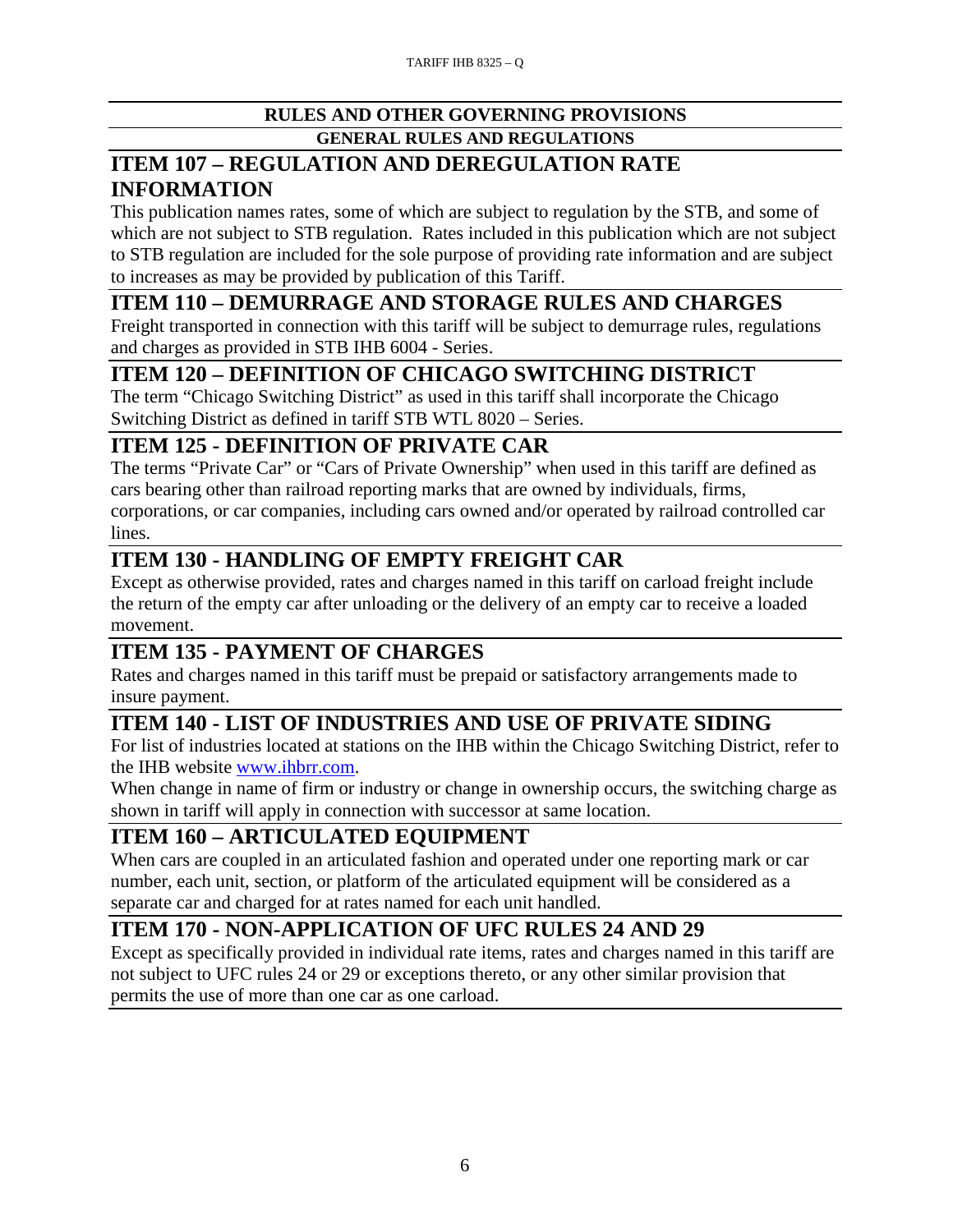## RULES AND OTHER GOVERNING PROVISIONS

### GENERAL RULES AND REGULATIONS

## ITEM 107 – REGULATION AND DEREGULATION RATE INFORMATION

This publication names rates, some of which are subject to regulation by the STB, and some of which are not subject to STB regulation. Rates included in this publication which are not subject to STB regulation are included for the sole purpose of providing rate information and are subject to increases as may be provided by publication of this Tariff.

## ITEM 110 – DEMURRAGE AND STORAGE RULES AND CHARGES

Freight transported in connection with this tariff will be subject to demurrage rules, regulations and charges as provided in STB IHB 6004 - Series.

## ITEM 120 – DEFINITION OF CHICAGO SWITCHING DISTRICT

The term "Chicago Switching District" as used in this tariff shall incorporate the Chicago Switching District as defined in tariff STB WTL 8020 – Series.

## ITEM 125 - DEFINITION OF PRIVATE CAR

The terms "Private Car" or "Cars of Private Ownership" when used in this tariff are defined as cars bearing other than railroad reporting marks that are owned by individuals, firms, corporations, or car companies, including cars owned and/or operated by railroad controlled car lines.

## ITEM 130 - HANDLING OF EMPTY FREIGHT CAR

Except as otherwise provided, rates and charges named in this tariff on carload freight include the return of the empty car after unloading or the delivery of an empty car to receive a loaded movement.

## ITEM 135 - PAYMENT OF CHARGES

Rates and charges named in this tariff must be prepaid or satisfactory arrangements made to insure payment.

## ITEM 140 - LIST OF INDUSTRIES AND USE OF PRIVATE SIDING

For list of industries located at stations on the IHB within the Chicago Switching District, refer to the IHB website [www.ihbrr.com](www.ihbrr.com).

When change in name of firm or industry or change in ownership occurs, the switching charge as shown in tariff will apply in connection with successor at same location.

## ITEM 160 – ARTICULATED EQUIPMENT

When cars are coupled in an articulated fashion and operated under one reporting mark or car number, each unit, section, or platform of the articulated equipment will be considered as a separate car and charged for at rates named for each unit handled.

## ITEM 170 - NON-APPLICATION OF UFC RULES 24 AND 29

Except as specifically provided in individual rate items, rates and charges named in this tariff are not subject to UFC rules 24 or 29 or exceptions thereto, or any other similar provision that permits the use of more than one car as one carload.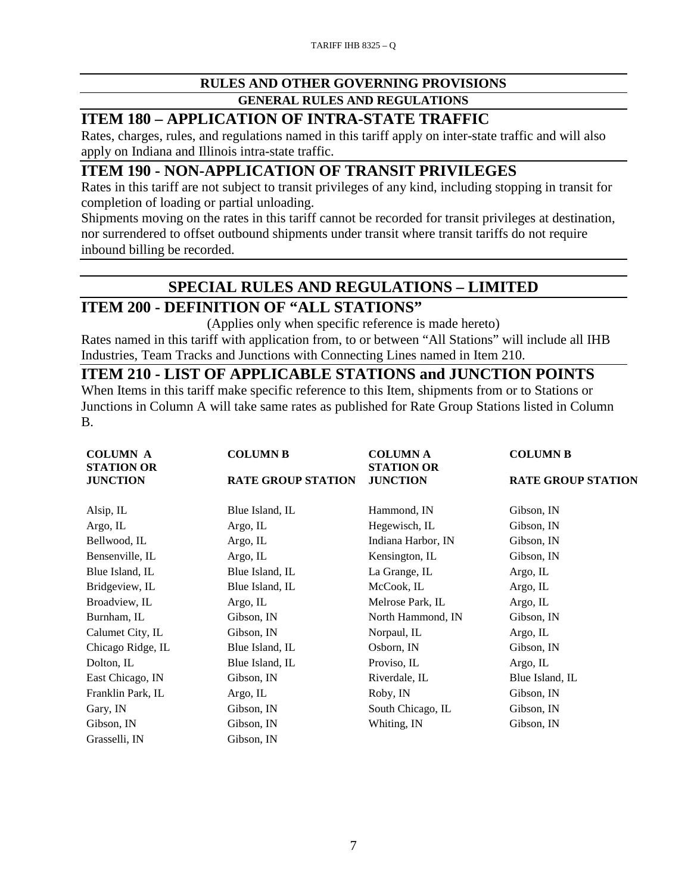## RULES AND OTHER GOVERNING PROVISIONS

### GENERAL RULES AND REGULATIONS

## ITEM 180 – APPLICATION OF INTRA-STATE TRAFFIC

Rates, charges, rules, and regulations named in this tariff apply on inter-state traffic and will also apply on Indiana and Illinois intra-state traffic.

## ITEM 190 - NON-APPLICATION OF TRANSIT PRIVILEGES

Rates in this tariff are not subject to transit privileges of any kind, including stopping in transit for completion of loading or partial unloading.

Shipments moving on the rates in this tariff cannot be recorded for transit privileges at destination, nor surrendered to offset outbound shipments under transit where transit tariffs do not require inbound billing be recorded.

## SPECIAL RULES AND REGULATIONS – LIMITED

## ITEM 200 - DEFINITION OF "ALL STATIONS"

(Applies only when specific reference is made hereto)

Rates named in this tariff with application from, to or between "All Stations" will include all IHB Industries, Team Tracks and Junctions with Connecting Lines named in Item 210.

## ITEM 210 - LIST OF APPLICABLE STATIONS and JUNCTION POINTS

When Items in this tariff make specific reference to this Item, shipments from or to Stations or Junctions in Column A will take same rates as published for Rate Group Stations listed in Column B.

| COLUMN A STATION OR JUNCTION | COLUMN B RATE GROUP STATION | COLUMN A STATION OR JUNCTION | COLUMN B RATE GROUP STATION |
|---|---|---|---|
| Alsip, IL | Blue Island, IL | Hammond, IN | Gibson, IN |
| Argo, IL | Argo, IL | Hegewisch, IL | Gibson, IN |
| Bellwood, IL | Argo, IL | Indiana Harbor, IN | Gibson, IN |
| Bensenville, IL | Argo, IL | Kensington, IL | Gibson, IN |
| Blue Island, IL | Blue Island, IL | La Grange, IL | Argo, IL |
| Bridgeview, IL | Blue Island, IL | McCook, IL | Argo, IL |
| Broadview, IL | Argo, IL | Melrose Park, IL | Argo, IL |
| Burnham, IL | Gibson, IN | North Hammond, IN | Gibson, IN |
| Calumet City, IL | Gibson, IN | Norpaul, IL | Argo, IL |
| Chicago Ridge, IL | Blue Island, IL | Osborn, IN | Gibson, IN |
| Dolton, IL | Blue Island, IL | Proviso, IL | Argo, IL |
| East Chicago, IN | Gibson, IN | Riverdale, IL | Blue Island, IL |
| Franklin Park, IL | Argo, IL | Roby, IN | Gibson, IN |
| Gary, IN | Gibson, IN | South Chicago, IL | Gibson, IN |
| Gibson, IN | Gibson, IN | Whiting, IN | Gibson, IN |
| Grasselli, IN | Gibson, IN | | |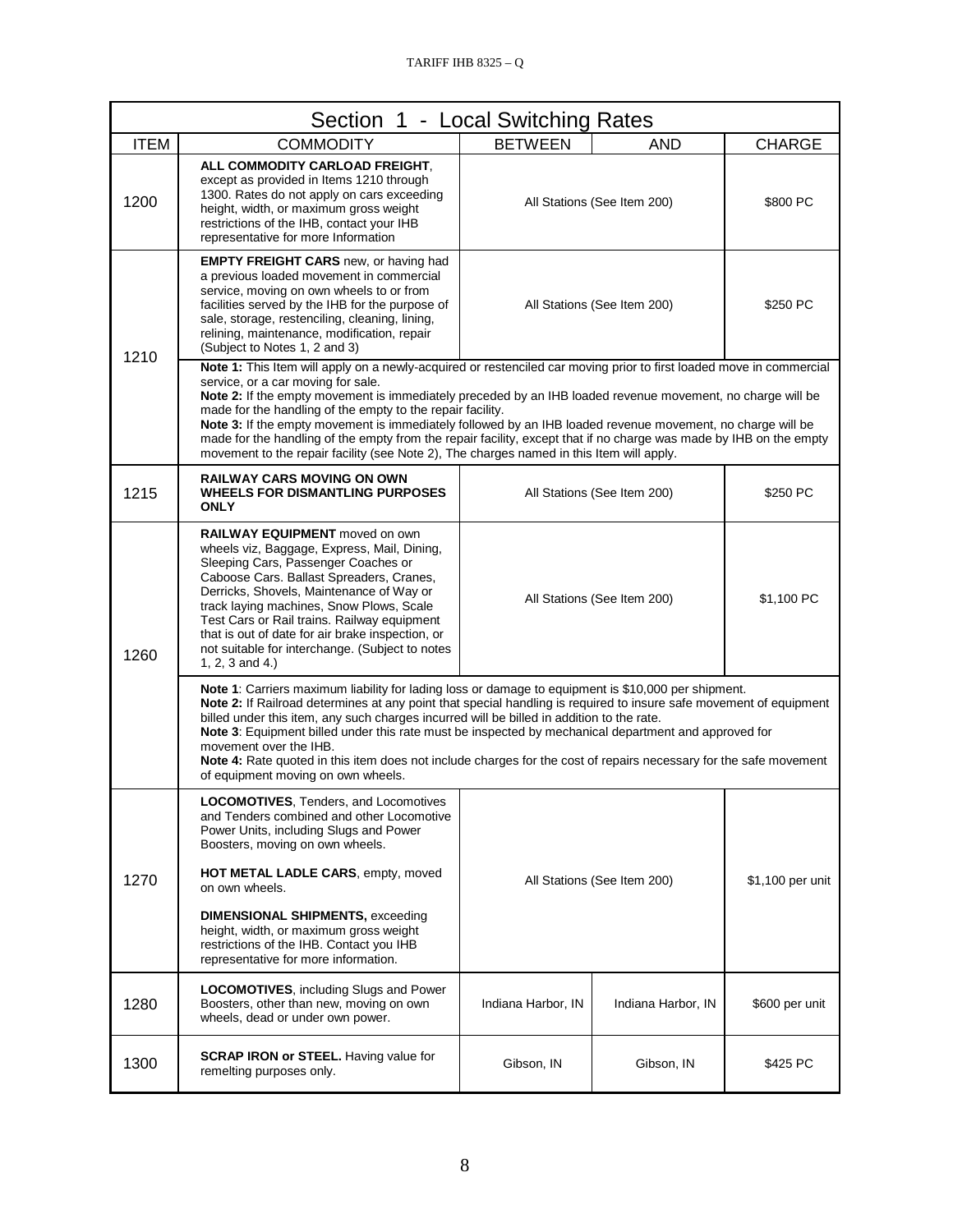## Section 1 - Local Switching Rates

| ITEM | COMMODITY | BETWEEN | AND | CHARGE |
|---|---|---|---|---|
| 1200 | **ALL COMMODITY CARLOAD FREIGHT**, except as provided in Items 1210 through 1300. Rates do not apply on cars exceeding height, width, or maximum gross weight restrictions of the IHB, contact your IHB representative for more Information | All Stations (See Item 200) | | $800 PC |
| 1210 | **EMPTY FREIGHT CARS** new, or having had a previous loaded movement in commercial service, moving on own wheels to or from facilities served by the IHB for the purpose of sale, storage, restenciling, cleaning, lining, relining, maintenance, modification, repair (Subject to Notes 1, 2 and 3) | All Stations (See Item 200) | | $250 PC |
| | **Note 1:** This Item will apply on a newly-acquired or restenciled car moving prior to first loaded move in commercial service, or a car moving for sale. **Note 2:** If the empty movement is immediately preceded by an IHB loaded revenue movement, no charge will be made for the handling of the empty to the repair facility. **Note 3:** If the empty movement is immediately followed by an IHB loaded revenue movement, no charge will be made for the handling of the empty from the repair facility, except that if no charge was made by IHB on the empty movement to the repair facility (see Note 2), The charges named in this Item will apply. | | | |
| 1215 | **RAILWAY CARS MOVING ON OWN WHEELS FOR DISMANTLING PURPOSES ONLY** | All Stations (See Item 200) | | $250 PC |
| 1260 | **RAILWAY EQUIPMENT** moved on own wheels viz, Baggage, Express, Mail, Dining, Sleeping Cars, Passenger Coaches or Caboose Cars. Ballast Spreaders, Cranes, Derricks, Shovels, Maintenance of Way or track laying machines, Snow Plows, Scale Test Cars or Rail trains. Railway equipment that is out of date for air brake inspection, or not suitable for interchange. (Subject to notes 1, 2, 3 and 4.) | All Stations (See Item 200) | | $1,100 PC |
| | **Note 1**: Carriers maximum liability for lading loss or damage to equipment is $10,000 per shipment. **Note 2:** If Railroad determines at any point that special handling is required to insure safe movement of equipment billed under this item, any such charges incurred will be billed in addition to the rate. **Note 3**: Equipment billed under this rate must be inspected by mechanical department and approved for movement over the IHB. **Note 4:** Rate quoted in this item does not include charges for the cost of repairs necessary for the safe movement of equipment moving on own wheels. | | | |
| 1270 | **LOCOMOTIVES**, Tenders, and Locomotives and Tenders combined and other Locomotive Power Units, including Slugs and Power Boosters, moving on own wheels. **HOT METAL LADLE CARS**, empty, moved on own wheels. **DIMENSIONAL SHIPMENTS,** exceeding height, width, or maximum gross weight restrictions of the IHB. Contact you IHB representative for more information. | All Stations (See Item 200) | | $1,100 per unit |
| 1280 | **LOCOMOTIVES**, including Slugs and Power Boosters, other than new, moving on own wheels, dead or under own power. | Indiana Harbor, IN | Indiana Harbor, IN | $600 per unit |
| 1300 | **SCRAP IRON or STEEL.** Having value for remelting purposes only. | Gibson, IN | Gibson, IN | $425 PC |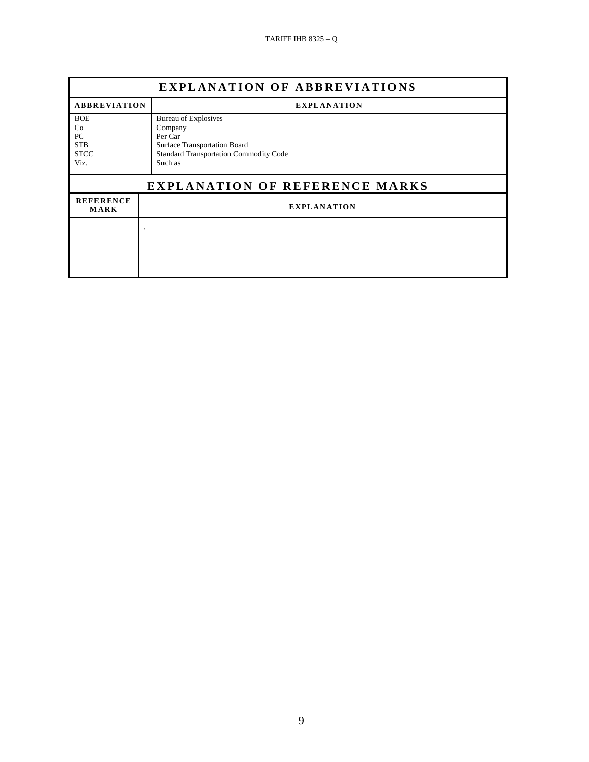## EXPLANATION OF ABBREVIATIONS

| ABBREVIATION | EXPLANATION |
| --- | --- |
| BOE | Bureau of Explosives |
| Co | Company |
| PC | Per Car |
| STB | Surface Transportation Board |
| STCC | Standard Transportation Commodity Code |
| Viz. | Such as |

## EXPLANATION OF REFERENCE MARKS

| REFERENCE MARK | EXPLANATION |
| --- | --- |
| | . |